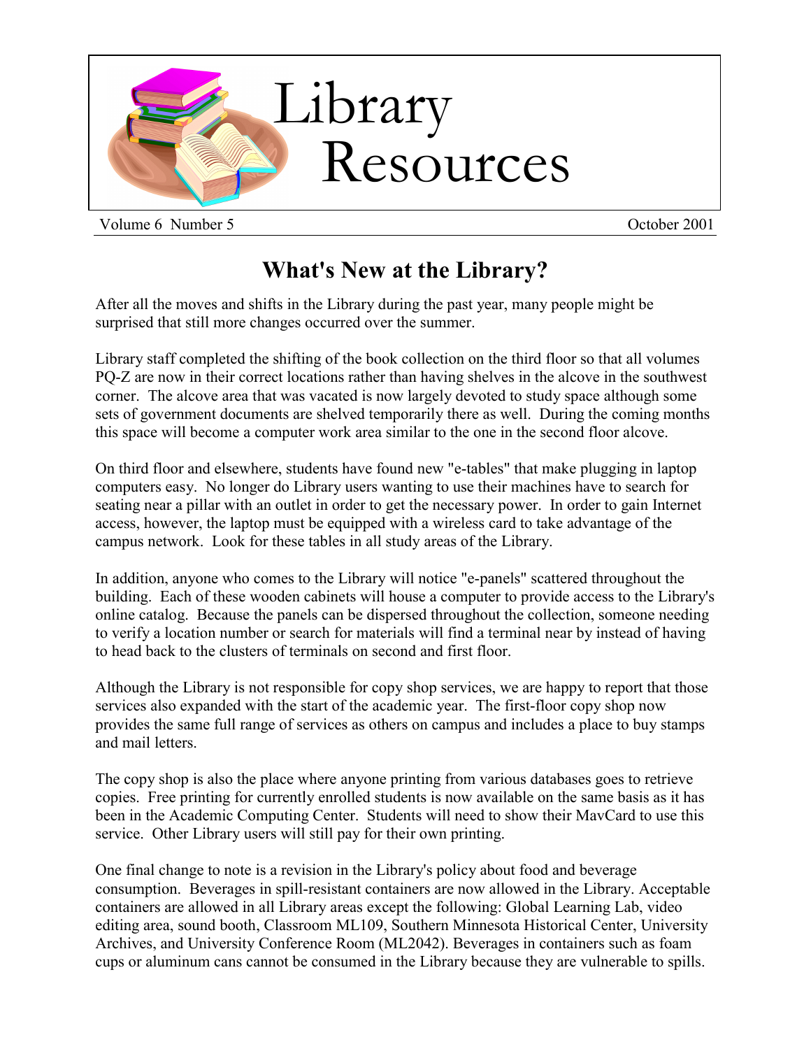# Library Resources

Volume 6 Number 5 October 2001

## What's New at the Library?

After all the moves and shifts in the Library during the past year, many people might be surprised that still more changes occurred over the summer.

Library staff completed the shifting of the book collection on the third floor so that all volumes PQ-Z are now in their correct locations rather than having shelves in the alcove in the southwest corner. The alcove area that was vacated is now largely devoted to study space although some sets of government documents are shelved temporarily there as well. During the coming months this space will become a computer work area similar to the one in the second floor alcove.

On third floor and elsewhere, students have found new "e-tables" that make plugging in laptop computers easy. No longer do Library users wanting to use their machines have to search for seating near a pillar with an outlet in order to get the necessary power. In order to gain Internet access, however, the laptop must be equipped with a wireless card to take advantage of the campus network. Look for these tables in all study areas of the Library.

In addition, anyone who comes to the Library will notice "e-panels" scattered throughout the building. Each of these wooden cabinets will house a computer to provide access to the Library's online catalog. Because the panels can be dispersed throughout the collection, someone needing to verify a location number or search for materials will find a terminal near by instead of having to head back to the clusters of terminals on second and first floor.

Although the Library is not responsible for copy shop services, we are happy to report that those services also expanded with the start of the academic year. The first-floor copy shop now provides the same full range of services as others on campus and includes a place to buy stamps and mail letters.

The copy shop is also the place where anyone printing from various databases goes to retrieve copies. Free printing for currently enrolled students is now available on the same basis as it has been in the Academic Computing Center. Students will need to show their MavCard to use this service. Other Library users will still pay for their own printing.

One final change to note is a revision in the Library's policy about food and beverage consumption. Beverages in spill-resistant containers are now allowed in the Library. Acceptable containers are allowed in all Library areas except the following: Global Learning Lab, video editing area, sound booth, Classroom ML109, Southern Minnesota Historical Center, University Archives, and University Conference Room (ML2042). Beverages in containers such as foam cups or aluminum cans cannot be consumed in the Library because they are vulnerable to spills.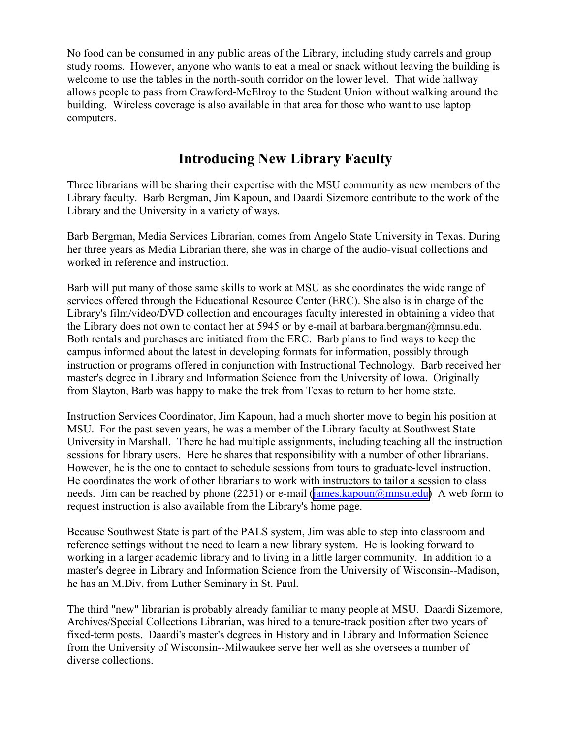No food can be consumed in any public areas of the Library, including study carrels and group study rooms. However, anyone who wants to eat a meal or snack without leaving the building is welcome to use the tables in the north-south corridor on the lower level. That wide hallway allows people to pass from Crawford-McElroy to the Student Union without walking around the building. Wireless coverage is also available in that area for those who want to use laptop computers.

## Introducing New Library Faculty

Three librarians will be sharing their expertise with the MSU community as new members of the Library faculty. Barb Bergman, Jim Kapoun, and Daardi Sizemore contribute to the work of the Library and the University in a variety of ways.

Barb Bergman, Media Services Librarian, comes from Angelo State University in Texas. During her three years as Media Librarian there, she was in charge of the audio-visual collections and worked in reference and instruction.

Barb will put many of those same skills to work at MSU as she coordinates the wide range of services offered through the Educational Resource Center (ERC). She also is in charge of the Library's film/video/DVD collection and encourages faculty interested in obtaining a video that the Library does not own to contact her at 5945 or by e-mail at barbara.bergman@mnsu.edu. Both rentals and purchases are initiated from the ERC. Barb plans to find ways to keep the campus informed about the latest in developing formats for information, possibly through instruction or programs offered in conjunction with Instructional Technology. Barb received her master's degree in Library and Information Science from the University of Iowa. Originally from Slayton, Barb was happy to make the trek from Texas to return to her home state.

Instruction Services Coordinator, Jim Kapoun, had a much shorter move to begin his position at MSU. For the past seven years, he was a member of the Library faculty at Southwest State University in Marshall. There he had multiple assignments, including teaching all the instruction sessions for library users. Here he shares that responsibility with a number of other librarians. However, he is the one to contact to schedule sessions from tours to graduate-level instruction. He coordinates the work of other librarians to work with instructors to tailor a session to class needs. Jim can be reached by phone (2251) or e-mail (james.kapoun@mnsu.edu) A web form to request instruction is also available from the Library's home page.

Because Southwest State is part of the PALS system, Jim was able to step into classroom and reference settings without the need to learn a new library system. He is looking forward to working in a larger academic library and to living in a little larger community. In addition to a master's degree in Library and Information Science from the University of Wisconsin--Madison, he has an M.Div. from Luther Seminary in St. Paul.

The third "new" librarian is probably already familiar to many people at MSU. Daardi Sizemore, Archives/Special Collections Librarian, was hired to a tenure-track position after two years of fixed-term posts. Daardi's master's degrees in History and in Library and Information Science from the University of Wisconsin--Milwaukee serve her well as she oversees a number of diverse collections.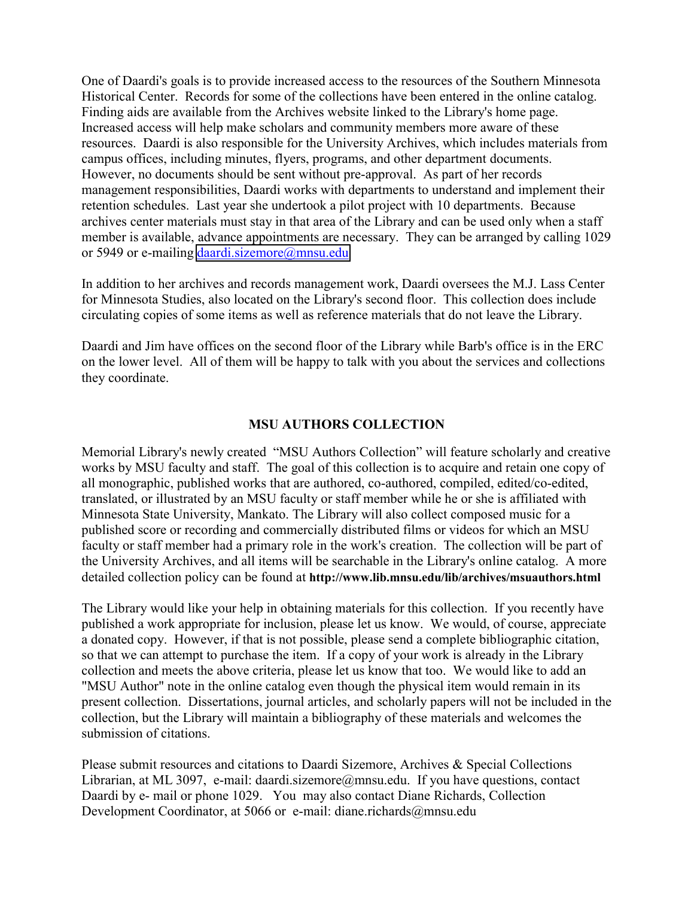One of Daardi's goals is to provide increased access to the resources of the Southern Minnesota Historical Center. Records for some of the collections have been entered in the online catalog. Finding aids are available from the Archives website linked to the Library's home page. Increased access will help make scholars and community members more aware of these resources. Daardi is also responsible for the University Archives, which includes materials from campus offices, including minutes, flyers, programs, and other department documents. However, no documents should be sent without pre-approval. As part of her records management responsibilities, Daardi works with departments to understand and implement their retention schedules. Last year she undertook a pilot project with 10 departments. Because archives center materials must stay in that area of the Library and can be used only when a staff member is available, advance appointments are necessary. They can be arranged by calling 1029 or 5949 or e-mailing daardi.sizemore@mnsu.edu

In addition to her archives and records management work, Daardi oversees the M.J. Lass Center for Minnesota Studies, also located on the Library's second floor. This collection does include circulating copies of some items as well as reference materials that do not leave the Library.

Daardi and Jim have offices on the second floor of the Library while Barb's office is in the ERC on the lower level. All of them will be happy to talk with you about the services and collections they coordinate.

## MSU AUTHORS COLLECTION

Memorial Library's newly created "MSU Authors Collection" will feature scholarly and creative works by MSU faculty and staff. The goal of this collection is to acquire and retain one copy of all monographic, published works that are authored, co-authored, compiled, edited/co-edited, translated, or illustrated by an MSU faculty or staff member while he or she is affiliated with Minnesota State University, Mankato. The Library will also collect composed music for a published score or recording and commercially distributed films or videos for which an MSU faculty or staff member had a primary role in the work's creation. The collection will be part of the University Archives, and all items will be searchable in the Library's online catalog. A more detailed collection policy can be found at **http://www.lib.mnsu.edu/lib/archives/msuauthors.html**

The Library would like your help in obtaining materials for this collection. If you recently have published a work appropriate for inclusion, please let us know. We would, of course, appreciate a donated copy. However, if that is not possible, please send a complete bibliographic citation, so that we can attempt to purchase the item. If a copy of your work is already in the Library collection and meets the above criteria, please let us know that too. We would like to add an "MSU Author" note in the online catalog even though the physical item would remain in its present collection. Dissertations, journal articles, and scholarly papers will not be included in the collection, but the Library will maintain a bibliography of these materials and welcomes the submission of citations.

Please submit resources and citations to Daardi Sizemore, Archives & Special Collections Librarian, at ML 3097, e-mail: daardi.sizemore@mnsu.edu. If you have questions, contact Daardi by e- mail or phone 1029. You may also contact Diane Richards, Collection Development Coordinator, at 5066 or e-mail: diane.richards@mnsu.edu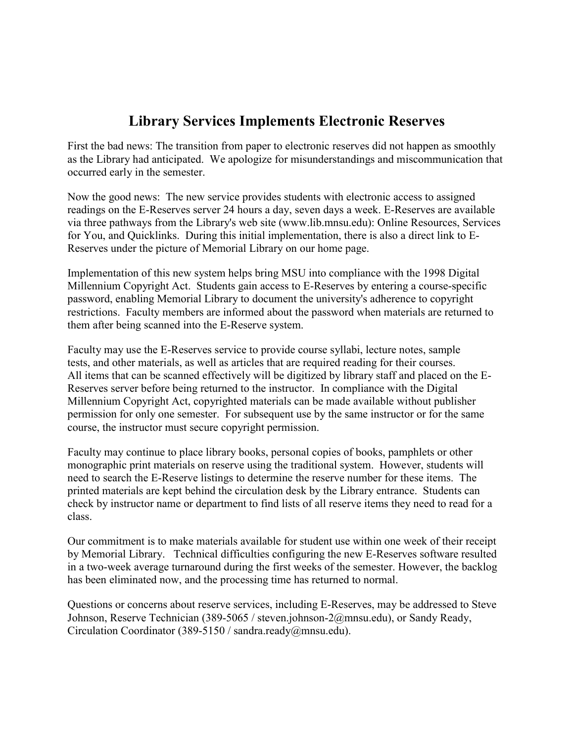# Library Services Implements Electronic Reserves

First the bad news: The transition from paper to electronic reserves did not happen as smoothly as the Library had anticipated. We apologize for misunderstandings and miscommunication that occurred early in the semester.

Now the good news: The new service provides students with electronic access to assigned readings on the E-Reserves server 24 hours a day, seven days a week. E-Reserves are available via three pathways from the Library's web site (www.lib.mnsu.edu): Online Resources, Services for You, and Quicklinks. During this initial implementation, there is also a direct link to E-Reserves under the picture of Memorial Library on our home page.

Implementation of this new system helps bring MSU into compliance with the 1998 Digital Millennium Copyright Act. Students gain access to E-Reserves by entering a course-specific password, enabling Memorial Library to document the university's adherence to copyright restrictions. Faculty members are informed about the password when materials are returned to them after being scanned into the E-Reserve system.

Faculty may use the E-Reserves service to provide course syllabi, lecture notes, sample tests, and other materials, as well as articles that are required reading for their courses. All items that can be scanned effectively will be digitized by library staff and placed on the E-Reserves server before being returned to the instructor. In compliance with the Digital Millennium Copyright Act, copyrighted materials can be made available without publisher permission for only one semester. For subsequent use by the same instructor or for the same course, the instructor must secure copyright permission.

Faculty may continue to place library books, personal copies of books, pamphlets or other monographic print materials on reserve using the traditional system. However, students will need to search the E-Reserve listings to determine the reserve number for these items. The printed materials are kept behind the circulation desk by the Library entrance. Students can check by instructor name or department to find lists of all reserve items they need to read for a class.

Our commitment is to make materials available for student use within one week of their receipt by Memorial Library. Technical difficulties configuring the new E-Reserves software resulted in a two-week average turnaround during the first weeks of the semester. However, the backlog has been eliminated now, and the processing time has returned to normal.

Questions or concerns about reserve services, including E-Reserves, may be addressed to Steve Johnson, Reserve Technician (389-5065 / steven.johnson-2@mnsu.edu), or Sandy Ready, Circulation Coordinator (389-5150 / sandra.ready@mnsu.edu).